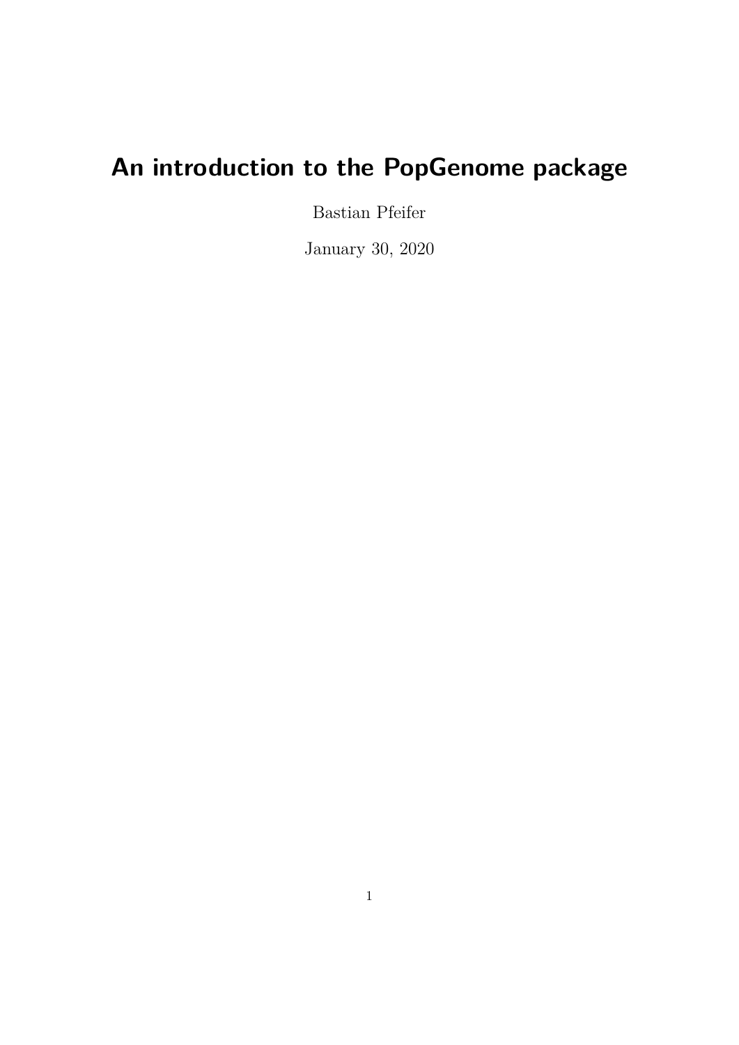# An introduction to the PopGenome package

Bastian Pfeifer

January 30, 2020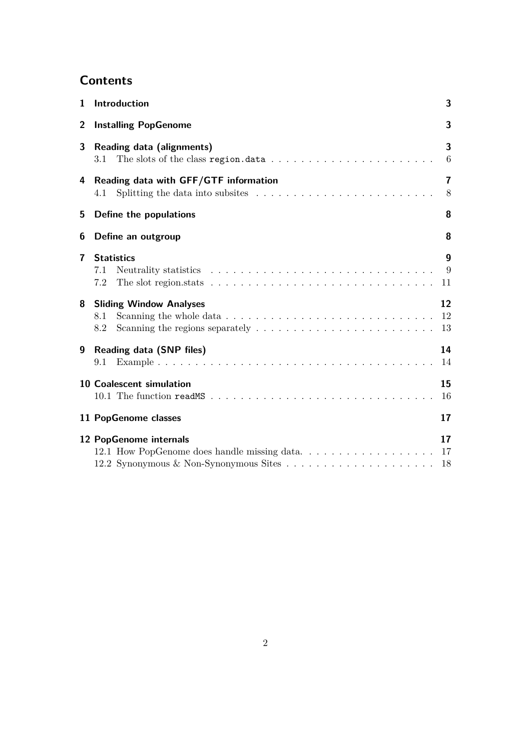## Contents

1 Introduction 3

2 Installing PopGenome 3

3 Reading data (alignments) 3
   3.1 The slots of the class `region.data` 6

4 Reading data with GFF/GTF information 7
   4.1 Splitting the data into subsites 8

5 Define the populations 8

6 Define an outgroup 8

7 Statistics 9
   7.1 Neutrality statistics 9
   7.2 The slot region.stats 11

8 Sliding Window Analyses 12
   8.1 Scanning the whole data 12
   8.2 Scanning the regions separately 13

9 Reading data (SNP files) 14
   9.1 Example 14

10 Coalescent simulation 15
   10.1 The function `readMS` 16

11 PopGenome classes 17

12 PopGenome internals 17
   12.1 How PopGenome does handle missing data. 17
   12.2 Synonymous & Non-Synonymous Sites 18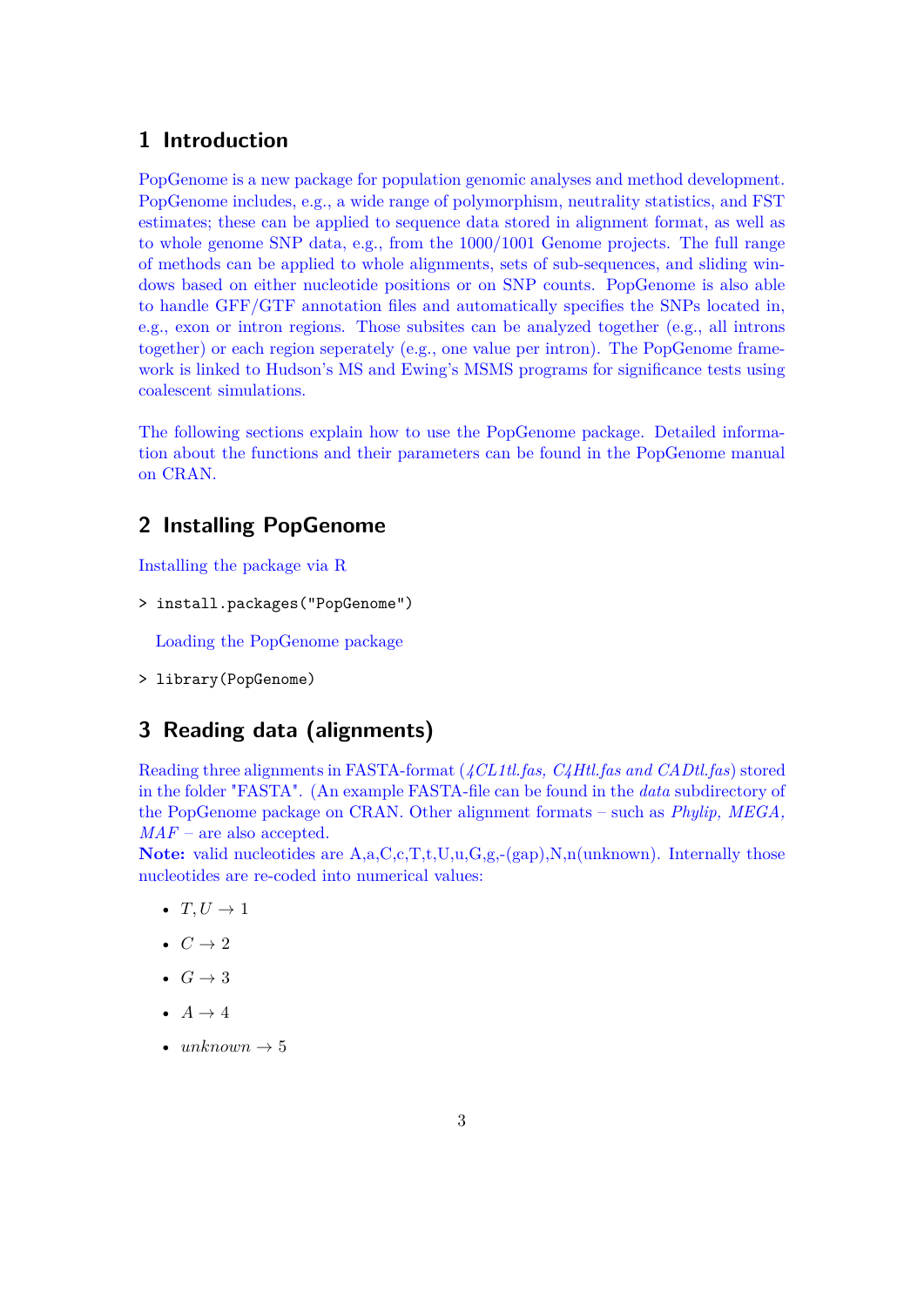# 1 Introduction

PopGenome is a new package for population genomic analyses and method development. PopGenome includes, e.g., a wide range of polymorphism, neutrality statistics, and FST estimates; these can be applied to sequence data stored in alignment format, as well as to whole genome SNP data, e.g., from the 1000/1001 Genome projects. The full range of methods can be applied to whole alignments, sets of sub-sequences, and sliding windows based on either nucleotide positions or on SNP counts. PopGenome is also able to handle GFF/GTF annotation files and automatically specifies the SNPs located in, e.g., exon or intron regions. Those subsites can be analyzed together (e.g., all introns together) or each region seperately (e.g., one value per intron). The PopGenome framework is linked to Hudson's MS and Ewing's MSMS programs for significance tests using coalescent simulations.

The following sections explain how to use the PopGenome package. Detailed information about the functions and their parameters can be found in the PopGenome manual on CRAN.

# 2 Installing PopGenome

Installing the package via R

```
> install.packages("PopGenome")
```

Loading the PopGenome package

```
> library(PopGenome)
```

# 3 Reading data (alignments)

Reading three alignments in FASTA-format (*4CL1tl.fas, C4Htl.fas and CADtl.fas*) stored in the folder "FASTA". (An example FASTA-file can be found in the *data* subdirectory of the PopGenome package on CRAN. Other alignment formats – such as *Phylip, MEGA, MAF* – are also accepted.

**Note:** valid nucleotides are A,a,C,c,T,t,U,u,G,g,-(gap),N,n(unknown). Internally those nucleotides are re-coded into numerical values:

- $T, U \rightarrow 1$
- $C \rightarrow 2$
- $G \rightarrow 3$
- $A \rightarrow 4$
- $unknown \rightarrow 5$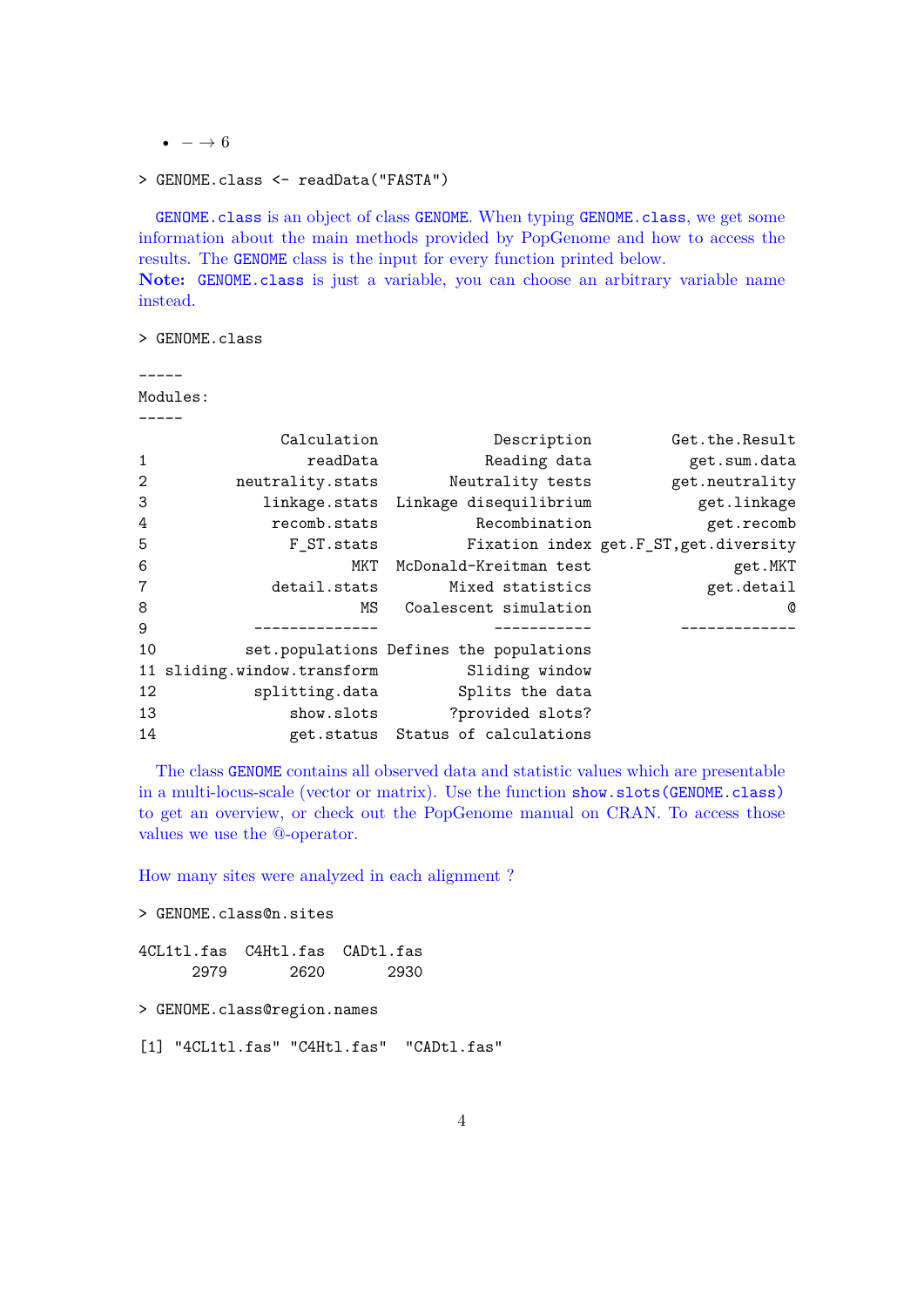- $- \rightarrow 6$

```
> GENOME.class <- readData("FASTA")
```

GENOME.class is an object of class GENOME. When typing GENOME.class, we get some information about the main methods provided by PopGenome and how to access the results. The GENOME class is the input for every function printed below.
**Note:** GENOME.class is just a variable, you can choose an arbitrary variable name instead.

```
> GENOME.class

-----
Modules:
-----
              Calculation             Description         Get.the.Result
1                readData            Reading data           get.sum.data
2         neutrality.stats        Neutrality tests         get.neutrality
3           linkage.stats  Linkage disequilibrium           get.linkage
4            recomb.stats           Recombination             get.recomb
5              F_ST.stats          Fixation index get.F_ST,get.diversity
6                     MKT    McDonald-Kreitman test               get.MKT
7            detail.stats       Mixed statistics            get.detail
8                      MS   Coalescent simulation                     @
9          --------------             -----------         -------------
10        set.populations Defines the populations
11 sliding.window.transform          Sliding window
12          splitting.data          Splits the data
13              show.slots        ?provided slots?
14              get.status  Status of calculations
```

The class GENOME contains all observed data and statistic values which are presentable in a multi-locus-scale (vector or matrix). Use the function show.slots(GENOME.class) to get an overview, or check out the PopGenome manual on CRAN. To access those values we use the @-operator.

How many sites were analyzed in each alignment ?

```
> GENOME.class@n.sites

4CL1tl.fas  C4Htl.fas  CADtl.fas
      2979       2620       2930
```

```
> GENOME.class@region.names

[1] "4CL1tl.fas" "C4Htl.fas"  "CADtl.fas"
```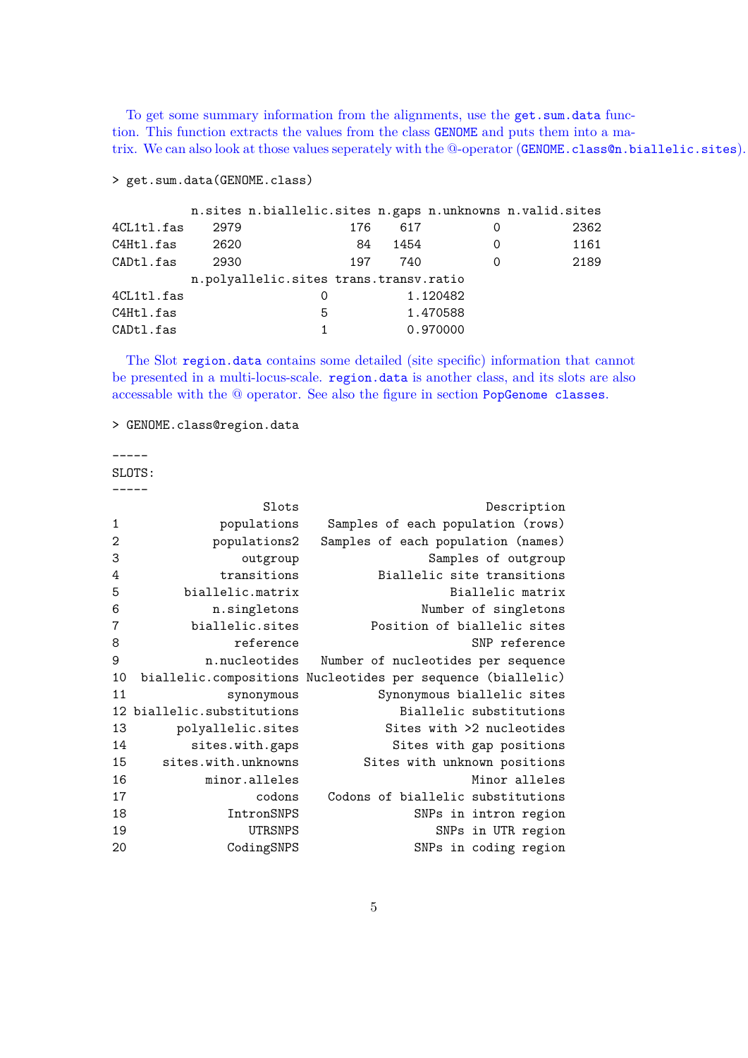To get some summary information from the alignments, use the `get.sum.data` function. This function extracts the values from the class `GENOME` and puts them into a matrix. We can also look at those values seperately with the @-operator (`GENOME.class@n.biallelic.sites`).

```
> get.sum.data(GENOME.class)

          n.sites n.biallelic.sites n.gaps n.unknowns n.valid.sites
4CL1tl.fas    2979               176    617          0          2362
C4Htl.fas     2620                84   1454          0          1161
CADtl.fas     2930               197    740          0          2189
          n.polyallelic.sites trans.transv.ratio
4CL1tl.fas                   0           1.120482
C4Htl.fas                    5           1.470588
CADtl.fas                    1           0.970000
```

The Slot `region.data` contains some detailed (site specific) information that cannot be presented in a multi-locus-scale. `region.data` is another class, and its slots are also accessable with the @ operator. See also the figure in section `PopGenome classes`.

```
> GENOME.class@region.data

-----
SLOTS:
-----
                    Slots                        Description
1             populations    Samples of each population (rows)
2            populations2   Samples of each population (names)
3                outgroup                  Samples of outgroup
4             transitions           Biallelic site transitions
5        biallelic.matrix                     Biallelic matrix
6            n.singletons                 Number of singletons
7         biallelic.sites           Position of biallelic sites
8               reference                        SNP reference
9           n.nucleotides   Number of nucleotides per sequence
10 biallelic.compositions Nucleotides per sequence (biallelic)
11             synonymous           Synonymous biallelic sites
12 biallelic.substitutions             Biallelic substitutions
13        polyallelic.sites              Sites with >2 nucleotides
14          sites.with.gaps             Sites with gap positions
15      sites.with.unknowns         Sites with unknown positions
16            minor.alleles                        Minor alleles
17                   codons    Codons of biallelic substitutions
18              IntronSNPS                 SNPs in intron region
19                 UTRSNPS                    SNPs in UTR region
20              CodingSNPS                 SNPs in coding region
```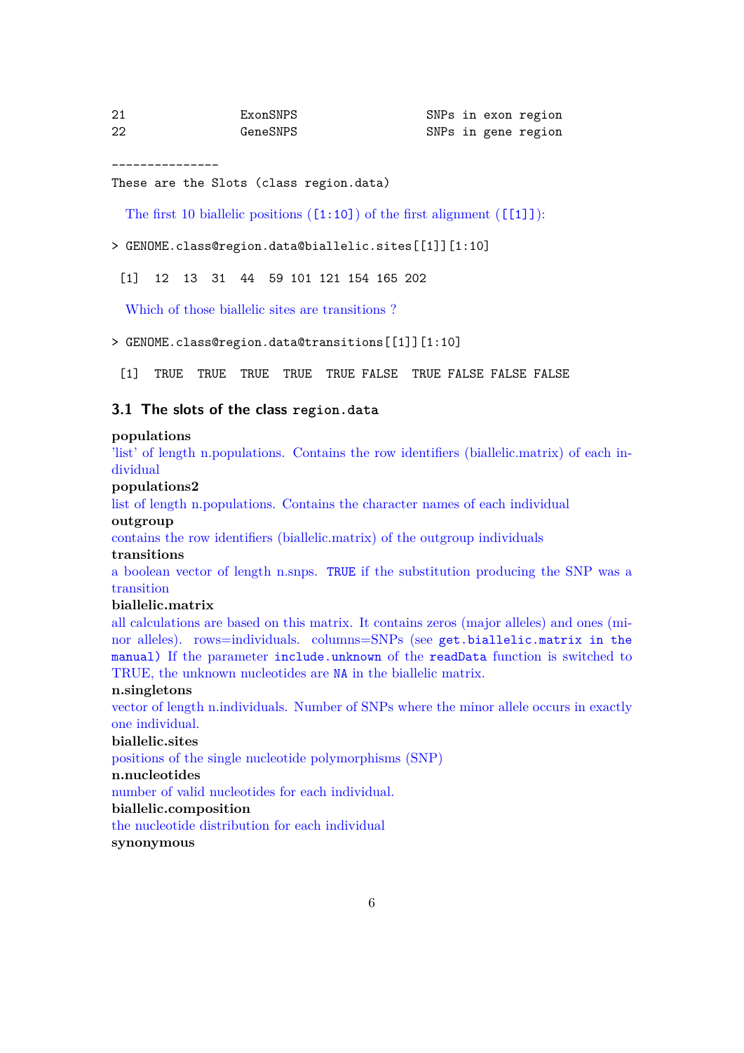```
21              ExonSNPS                SNPs in exon region
22              GeneSNPS                SNPs in gene region

---------------
These are the Slots (class region.data)
```

The first 10 biallelic positions ([1:10]) of the first alignment ([[1]]):

```
> GENOME.class@region.data@biallelic.sites[[1]][1:10]

 [1]  12  13  31  44  59 101 121 154 165 202
```

Which of those biallelic sites are transitions ?

```
> GENOME.class@region.data@transitions[[1]][1:10]

 [1]  TRUE  TRUE  TRUE  TRUE  TRUE FALSE  TRUE FALSE FALSE FALSE
```

### 3.1 The slots of the class `region.data`

**populations**
'list' of length n.populations. Contains the row identifiers (biallelic.matrix) of each individual

**populations2**
list of length n.populations. Contains the character names of each individual

**outgroup**
contains the row identifiers (biallelic.matrix) of the outgroup individuals

**transitions**
a boolean vector of length n.snps. `TRUE` if the substitution producing the SNP was a transition

**biallelic.matrix**
all calculations are based on this matrix. It contains zeros (major alleles) and ones (minor alleles). rows=individuals. columns=SNPs (see `get.biallelic.matrix in the manual)` If the parameter `include.unknown` of the `readData` function is switched to TRUE, the unknown nucleotides are `NA` in the biallelic matrix.

**n.singletons**
vector of length n.individuals. Number of SNPs where the minor allele occurs in exactly one individual.

**biallelic.sites**
positions of the single nucleotide polymorphisms (SNP)

**n.nucleotides**
number of valid nucleotides for each individual.

**biallelic.composition**
the nucleotide distribution for each individual

**synonymous**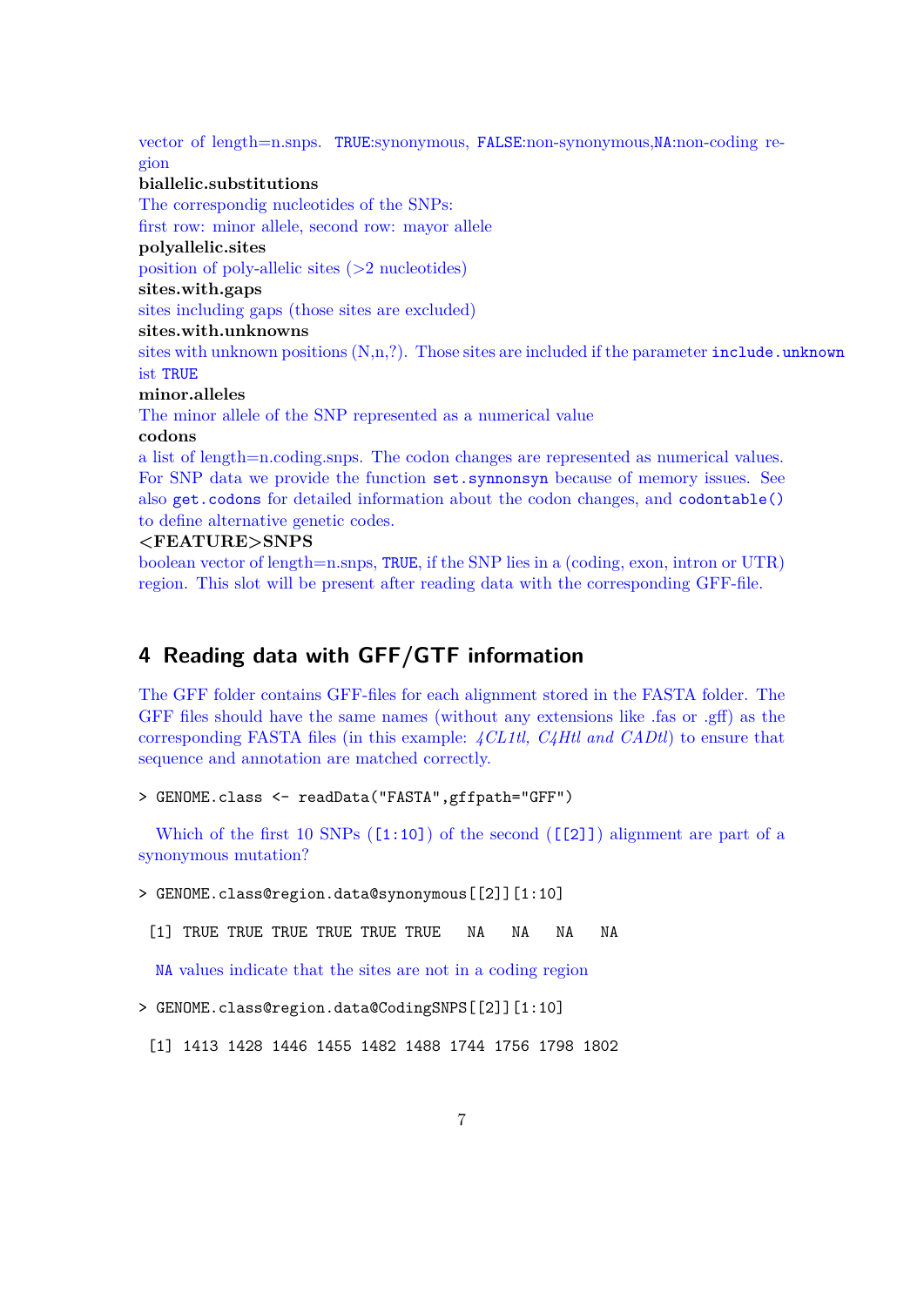vector of length=n.snps. `TRUE`:synonymous, `FALSE`:non-synonymous,`NA`:non-coding region

**biallelic.substitutions**

The correspondig nucleotides of the SNPs:
first row: minor allele, second row: mayor allele

**polyallelic.sites**

position of poly-allelic sites (>2 nucleotides)

**sites.with.gaps**

sites including gaps (those sites are excluded)

**sites.with.unknowns**

sites with unknown positions (N,n,?). Those sites are included if the parameter `include.unknown` ist `TRUE`

**minor.alleles**

The minor allele of the SNP represented as a numerical value

**codons**

a list of length=n.coding.snps. The codon changes are represented as numerical values. For SNP data we provide the function `set.synnonsyn` because of memory issues. See also `get.codons` for detailed information about the codon changes, and `codontable()` to define alternative genetic codes.

**<FEATURE>SNPS**

boolean vector of length=n.snps, `TRUE`, if the SNP lies in a (coding, exon, intron or UTR) region. This slot will be present after reading data with the corresponding GFF-file.

## 4 Reading data with GFF/GTF information

The GFF folder contains GFF-files for each alignment stored in the FASTA folder. The GFF files should have the same names (without any extensions like .fas or .gff) as the corresponding FASTA files (in this example: *4CL1tl, C4Htl and CADtl*) to ensure that sequence and annotation are matched correctly.

```
> GENOME.class <- readData("FASTA",gffpath="GFF")
```

Which of the first 10 SNPs (`[1:10]`) of the second (`[[2]]`) alignment are part of a synonymous mutation?

```
> GENOME.class@region.data@synonymous[[2]][1:10]

 [1] TRUE TRUE TRUE TRUE TRUE TRUE   NA   NA   NA   NA
```

`NA` values indicate that the sites are not in a coding region

```
> GENOME.class@region.data@CodingSNPS[[2]][1:10]

 [1] 1413 1428 1446 1455 1482 1488 1744 1756 1798 1802
```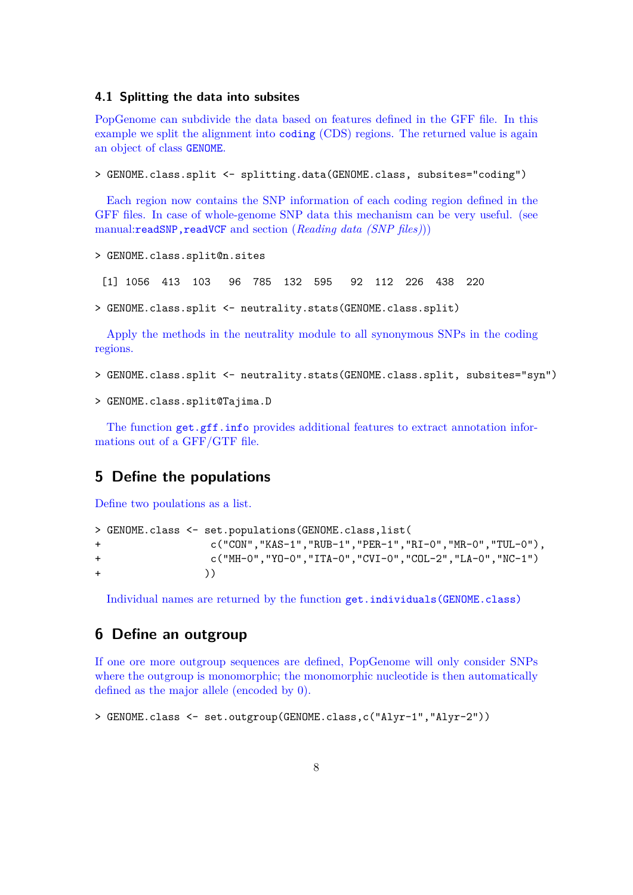### 4.1 Splitting the data into subsites

PopGenome can subdivide the data based on features defined in the GFF file. In this example we split the alignment into `coding` (CDS) regions. The returned value is again an object of class `GENOME`.

```
> GENOME.class.split <- splitting.data(GENOME.class, subsites="coding")
```

Each region now contains the SNP information of each coding region defined in the GFF files. In case of whole-genome SNP data this mechanism can be very useful. (see manual:`readSNP`,`readVCF` and section (*Reading data (SNP files)*))

```
> GENOME.class.split@n.sites
```

```
 [1] 1056  413  103   96  785  132  595   92  112  226  438  220
```

```
> GENOME.class.split <- neutrality.stats(GENOME.class.split)
```

Apply the methods in the neutrality module to all synonymous SNPs in the coding regions.

```
> GENOME.class.split <- neutrality.stats(GENOME.class.split, subsites="syn")
```

```
> GENOME.class.split@Tajima.D
```

The function `get.gff.info` provides additional features to extract annotation informations out of a GFF/GTF file.

## 5 Define the populations

Define two poulations as a list.

```
> GENOME.class <- set.populations(GENOME.class,list(
+                  c("CON","KAS-1","RUB-1","PER-1","RI-0","MR-0","TUL-0"),
+                  c("MH-0","YO-0","ITA-0","CVI-0","COL-2","LA-0","NC-1")
+                 ))
```

Individual names are returned by the function `get.individuals(GENOME.class)`

## 6 Define an outgroup

If one ore more outgroup sequences are defined, PopGenome will only consider SNPs where the outgroup is monomorphic; the monomorphic nucleotide is then automatically defined as the major allele (encoded by 0).

```
> GENOME.class <- set.outgroup(GENOME.class,c("Alyr-1","Alyr-2"))
```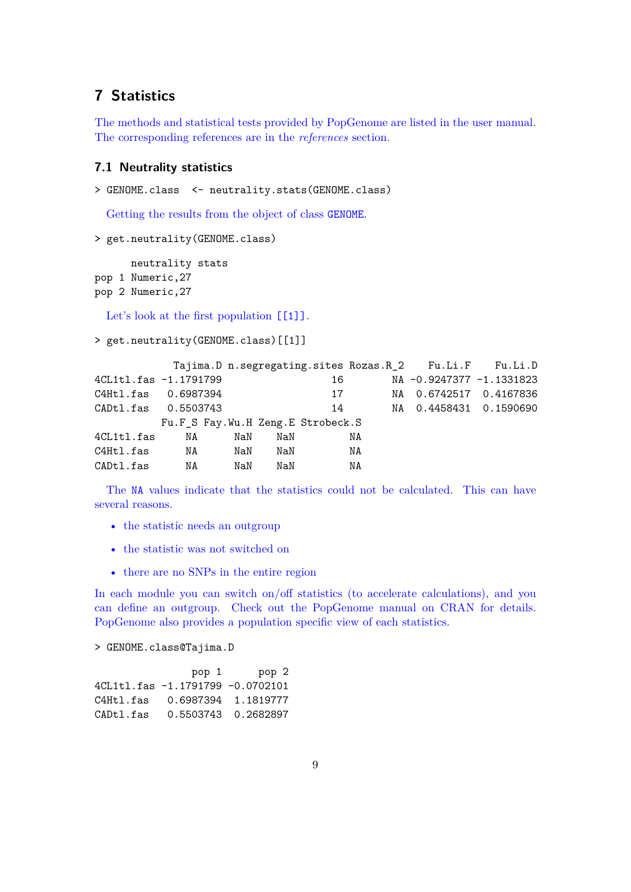## 7 Statistics

The methods and statistical tests provided by PopGenome are listed in the user manual. The corresponding references are in the *references* section.

### 7.1 Neutrality statistics

```
> GENOME.class  <- neutrality.stats(GENOME.class)
```

Getting the results from the object of class `GENOME`.

```
> get.neutrality(GENOME.class)

      neutrality stats
pop 1 Numeric,27
pop 2 Numeric,27
```

Let's look at the first population `[[1]]`.

```
> get.neutrality(GENOME.class)[[1]]

             Tajima.D n.segregating.sites Rozas.R_2    Fu.Li.F    Fu.Li.D
4CL1tl.fas -1.1791799                  16        NA -0.9247377 -1.1331823
C4Htl.fas   0.6987394                  17        NA  0.6742517  0.4167836
CADtl.fas   0.5503743                  14        NA  0.4458431  0.1590690
           Fu.F_S Fay.Wu.H Zeng.E Strobeck.S
4CL1tl.fas     NA      NaN    NaN         NA
C4Htl.fas      NA      NaN    NaN         NA
CADtl.fas      NA      NaN    NaN         NA
```

The `NA` values indicate that the statistics could not be calculated. This can have several reasons.

- the statistic needs an outgroup
- the statistic was not switched on
- there are no SNPs in the entire region

In each module you can switch on/off statistics (to accelerate calculations), and you can define an outgroup. Check out the PopGenome manual on CRAN for details. PopGenome also provides a population specific view of each statistics.

```
> GENOME.class@Tajima.D

                pop 1      pop 2
4CL1tl.fas -1.1791799 -0.0702101
C4Htl.fas   0.6987394  1.1819777
CADtl.fas   0.5503743  0.2682897
```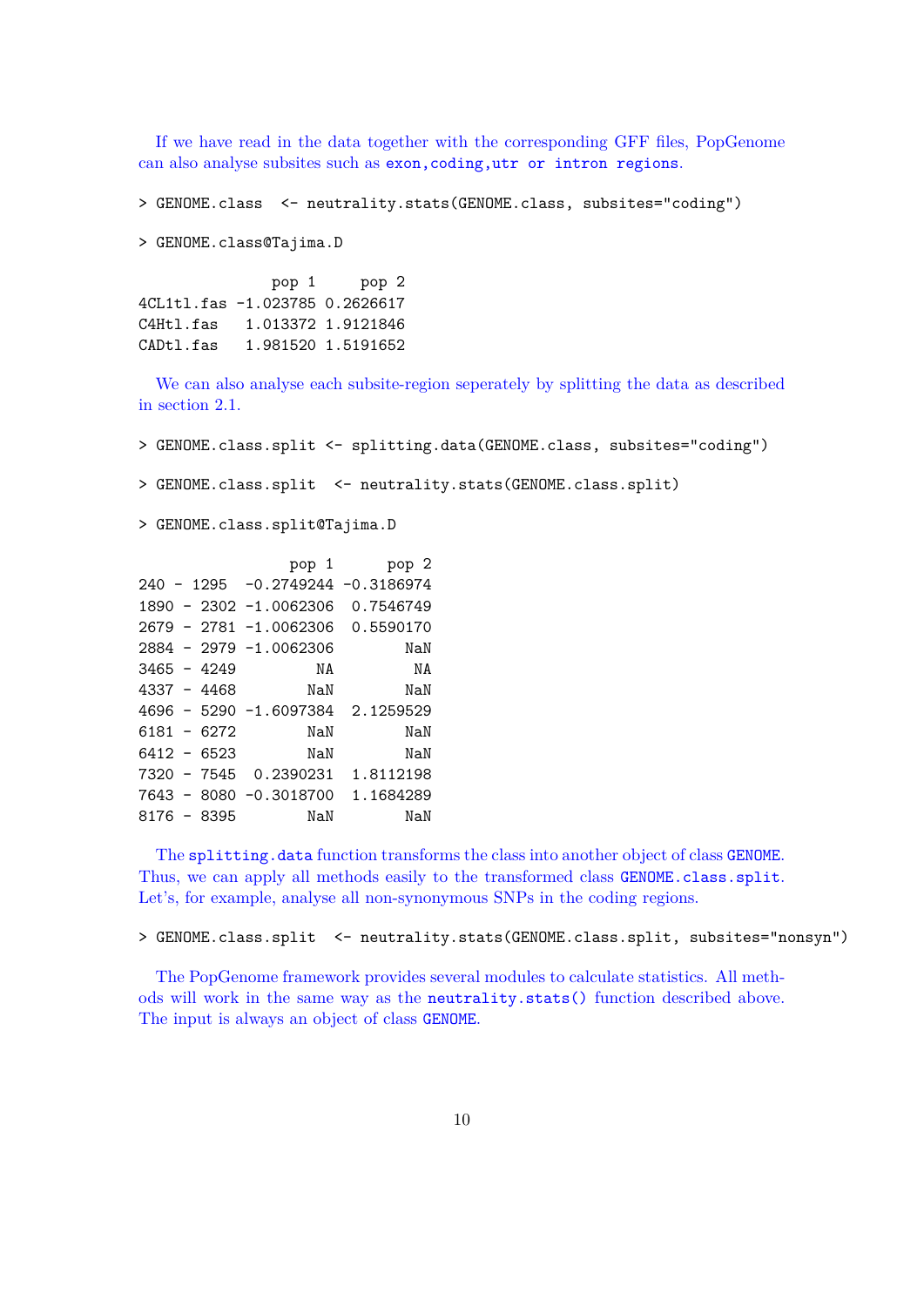If we have read in the data together with the corresponding GFF files, PopGenome can also analyse subsites such as `exon,coding,utr or intron regions`.

```
> GENOME.class  <- neutrality.stats(GENOME.class, subsites="coding")

> GENOME.class@Tajima.D

               pop 1     pop 2
4CL1tl.fas -1.023785 0.2626617
C4Htl.fas   1.013372 1.9121846
CADtl.fas   1.981520 1.5191652
```

We can also analyse each subsite-region seperately by splitting the data as described in section 2.1.

```
> GENOME.class.split <- splitting.data(GENOME.class, subsites="coding")

> GENOME.class.split  <- neutrality.stats(GENOME.class.split)

> GENOME.class.split@Tajima.D

                 pop 1      pop 2
240 - 1295  -0.2749244 -0.3186974
1890 - 2302 -1.0062306  0.7546749
2679 - 2781 -1.0062306  0.5590170
2884 - 2979 -1.0062306        NaN
3465 - 4249         NA         NA
4337 - 4468        NaN        NaN
4696 - 5290 -1.6097384  2.1259529
6181 - 6272        NaN        NaN
6412 - 6523        NaN        NaN
7320 - 7545  0.2390231  1.8112198
7643 - 8080 -0.3018700  1.1684289
8176 - 8395        NaN        NaN
```

The `splitting.data` function transforms the class into another object of class `GENOME`. Thus, we can apply all methods easily to the transformed class `GENOME.class.split`. Let's, for example, analyse all non-synonymous SNPs in the coding regions.

```
> GENOME.class.split  <- neutrality.stats(GENOME.class.split, subsites="nonsyn")
```

The PopGenome framework provides several modules to calculate statistics. All methods will work in the same way as the `neutrality.stats()` function described above. The input is always an object of class `GENOME`.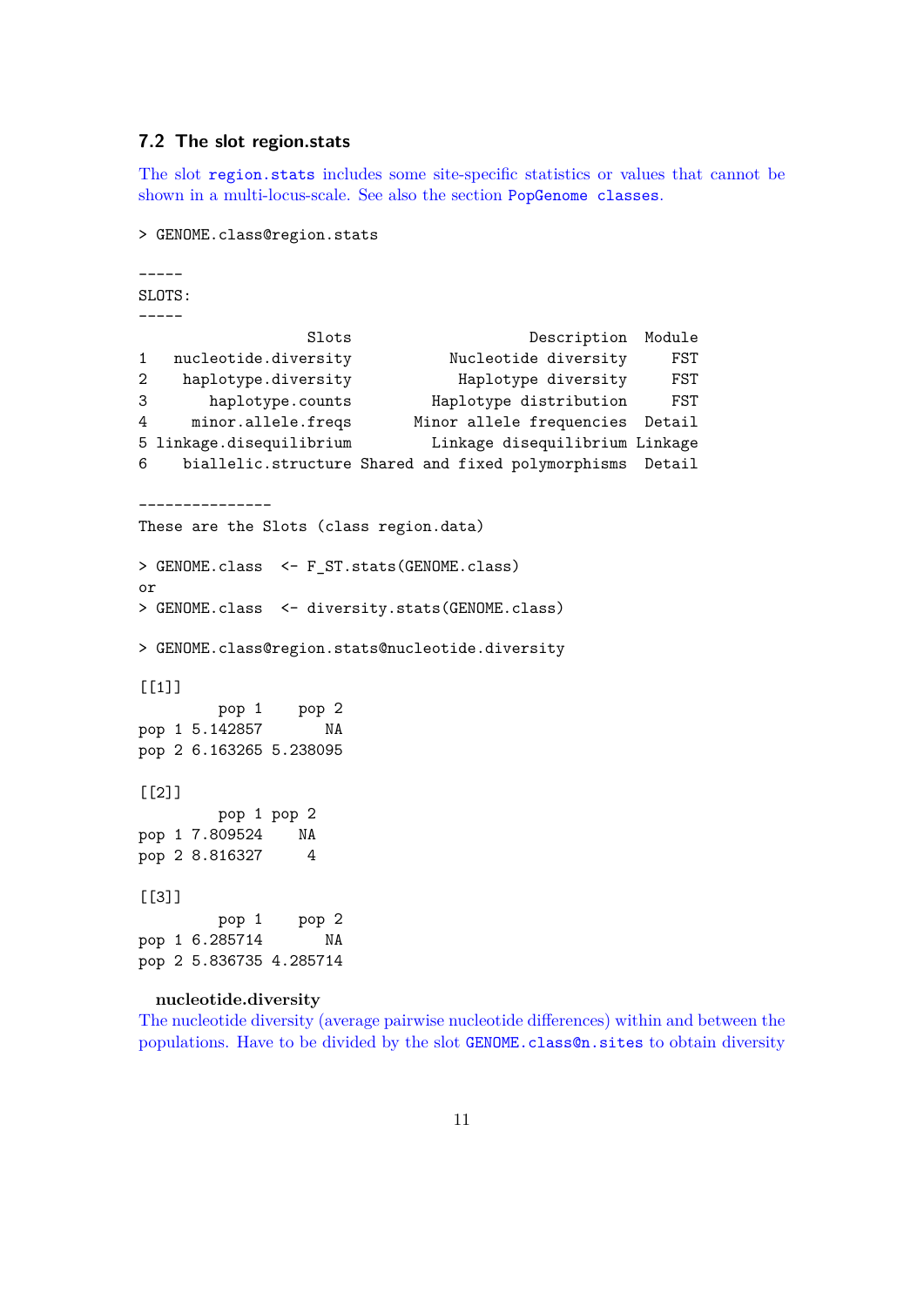### 7.2 The slot region.stats

The slot `region.stats` includes some site-specific statistics or values that cannot be shown in a multi-locus-scale. See also the section `PopGenome classes`.

```
> GENOME.class@region.stats

-----
SLOTS:
-----
                 Slots                   Description  Module
1  nucleotide.diversity           Nucleotide diversity     FST
2   haplotype.diversity            Haplotype diversity     FST
3      haplotype.counts         Haplotype distribution     FST
4     minor.allele.freqs       Minor allele frequencies  Detail
5 linkage.disequilibrium        Linkage disequilibrium Linkage
6   biallelic.structure Shared and fixed polymorphisms  Detail

---------------
These are the Slots (class region.data)

> GENOME.class  <- F_ST.stats(GENOME.class)
or
> GENOME.class  <- diversity.stats(GENOME.class)

> GENOME.class@region.stats@nucleotide.diversity

[[1]]
         pop 1    pop 2
pop 1 5.142857       NA
pop 2 6.163265 5.238095

[[2]]
         pop 1 pop 2
pop 1 7.809524    NA
pop 2 8.816327     4

[[3]]
         pop 1    pop 2
pop 1 6.285714       NA
pop 2 5.836735 4.285714
```

**nucleotide.diversity**
The nucleotide diversity (average pairwise nucleotide differences) within and between the populations. Have to be divided by the slot `GENOME.class@n.sites` to obtain diversity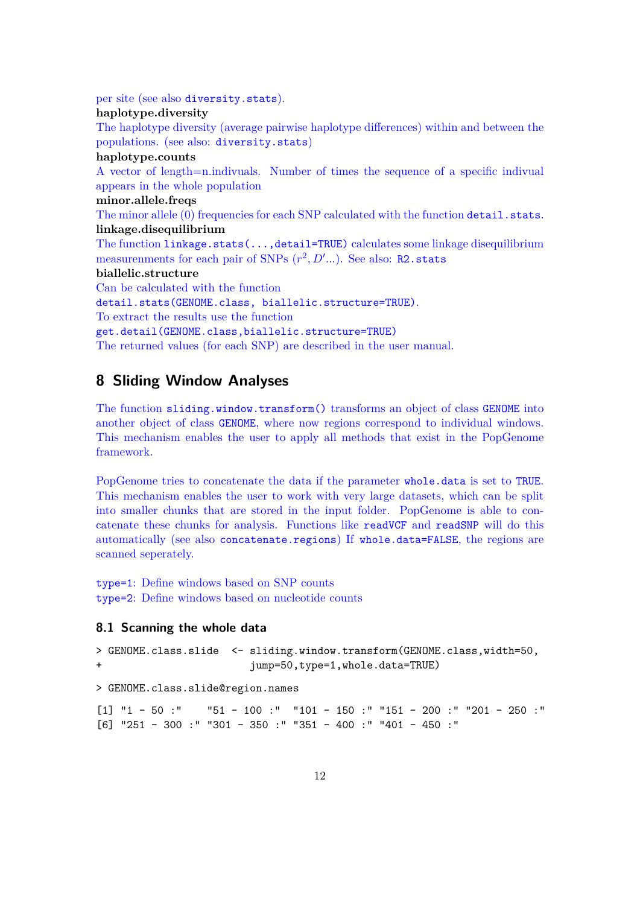per site (see also `diversity.stats`).

**haplotype.diversity**

The haplotype diversity (average pairwise haplotype differences) within and between the populations. (see also: `diversity.stats`)

**haplotype.counts**

A vector of length=n.indivuals. Number of times the sequence of a specific indivual appears in the whole population

**minor.allele.freqs**

The minor allele (0) frequencies for each SNP calculated with the function `detail.stats`.

**linkage.disequilibrium**

The function `linkage.stats(...,detail=TRUE)` calculates some linkage disequilibrium measurenments for each pair of SNPs ($r^2, D'$...). See also: `R2.stats`

**biallelic.structure**

Can be calculated with the function
`detail.stats(GENOME.class, biallelic.structure=TRUE)`.
To extract the results use the function
`get.detail(GENOME.class,biallelic.structure=TRUE)`
The returned values (for each SNP) are described in the user manual.

## 8 Sliding Window Analyses

The function `sliding.window.transform()` transforms an object of class `GENOME` into another object of class `GENOME`, where now regions correspond to individual windows. This mechanism enables the user to apply all methods that exist in the PopGenome framework.

PopGenome tries to concatenate the data if the parameter `whole.data` is set to `TRUE`. This mechanism enables the user to work with very large datasets, which can be split into smaller chunks that are stored in the input folder. PopGenome is able to concatenate these chunks for analysis. Functions like `readVCF` and `readSNP` will do this automatically (see also `concatenate.regions`) If `whole.data=FALSE`, the regions are scanned seperately.

`type=1`: Define windows based on SNP counts
`type=2`: Define windows based on nucleotide counts

### 8.1 Scanning the whole data

```
> GENOME.class.slide  <- sliding.window.transform(GENOME.class,width=50,
+                         jump=50,type=1,whole.data=TRUE)
```

```
> GENOME.class.slide@region.names
```

```
[1] "1 - 50 :"    "51 - 100 :"  "101 - 150 :" "151 - 200 :" "201 - 250 :"
[6] "251 - 300 :" "301 - 350 :" "351 - 400 :" "401 - 450 :"
```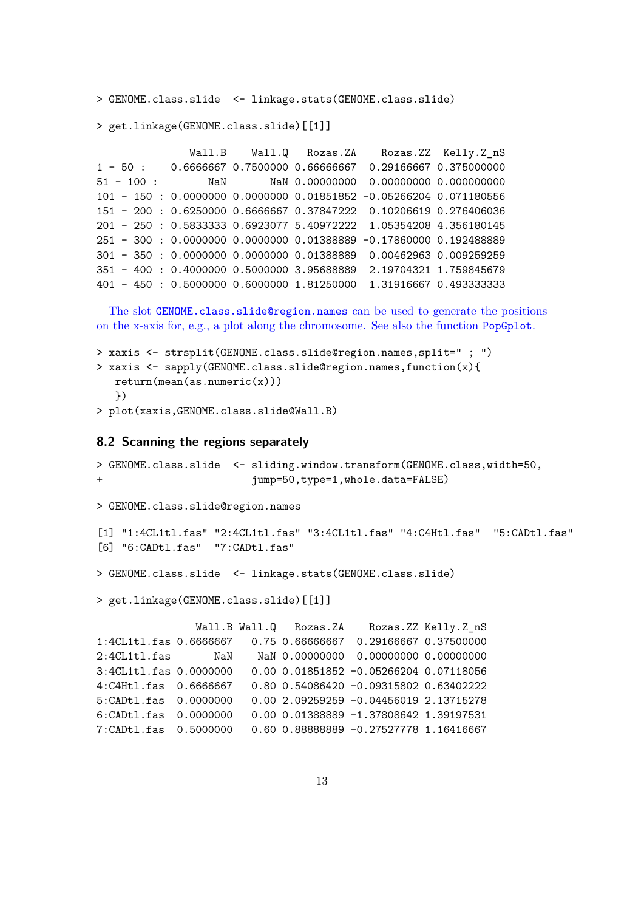```
> GENOME.class.slide  <- linkage.stats(GENOME.class.slide)

> get.linkage(GENOME.class.slide)[[1]]

               Wall.B    Wall.Q   Rozas.ZA    Rozas.ZZ  Kelly.Z_nS
1 - 50 :    0.6666667 0.7500000 0.66666667  0.29166667 0.375000000
51 - 100 :        NaN       NaN 0.00000000  0.00000000 0.000000000
101 - 150 : 0.0000000 0.0000000 0.01851852 -0.05266204 0.071180556
151 - 200 : 0.6250000 0.6666667 0.37847222  0.10206619 0.276406036
201 - 250 : 0.5833333 0.6923077 5.40972222  1.05354208 4.356180145
251 - 300 : 0.0000000 0.0000000 0.01388889 -0.17860000 0.192488889
301 - 350 : 0.0000000 0.0000000 0.01388889  0.00462963 0.009259259
351 - 400 : 0.4000000 0.5000000 3.95688889  2.19704321 1.759845679
401 - 450 : 0.5000000 0.6000000 1.81250000  1.31916667 0.493333333
```

The slot `GENOME.class.slide@region.names` can be used to generate the positions on the x-axis for, e.g., a plot along the chromosome. See also the function `PopGplot`.

```
> xaxis <- strsplit(GENOME.class.slide@region.names,split=" ; ")
> xaxis <- sapply(GENOME.class.slide@region.names,function(x){
   return(mean(as.numeric(x)))
   })
> plot(xaxis,GENOME.class.slide@Wall.B)
```

## 8.2 Scanning the regions separately

```
> GENOME.class.slide  <- sliding.window.transform(GENOME.class,width=50,
+                      jump=50,type=1,whole.data=FALSE)

> GENOME.class.slide@region.names

[1] "1:4CL1tl.fas" "2:4CL1tl.fas" "3:4CL1tl.fas" "4:C4Htl.fas"  "5:CADtl.fas"
[6] "6:CADtl.fas"  "7:CADtl.fas"

> GENOME.class.slide  <- linkage.stats(GENOME.class.slide)

> get.linkage(GENOME.class.slide)[[1]]

                Wall.B Wall.Q   Rozas.ZA    Rozas.ZZ Kelly.Z_nS
1:4CL1tl.fas 0.6666667   0.75 0.66666667  0.29166667 0.37500000
2:4CL1tl.fas       NaN    NaN 0.00000000  0.00000000 0.00000000
3:4CL1tl.fas 0.0000000   0.00 0.01851852 -0.05266204 0.07118056
4:C4Htl.fas  0.6666667   0.80 0.54086420 -0.09315802 0.63402222
5:CADtl.fas  0.0000000   0.00 2.09259259 -0.04456019 2.13715278
6:CADtl.fas  0.0000000   0.00 0.01388889 -1.37808642 1.39197531
7:CADtl.fas  0.5000000   0.60 0.88888889 -0.27527778 1.16416667
```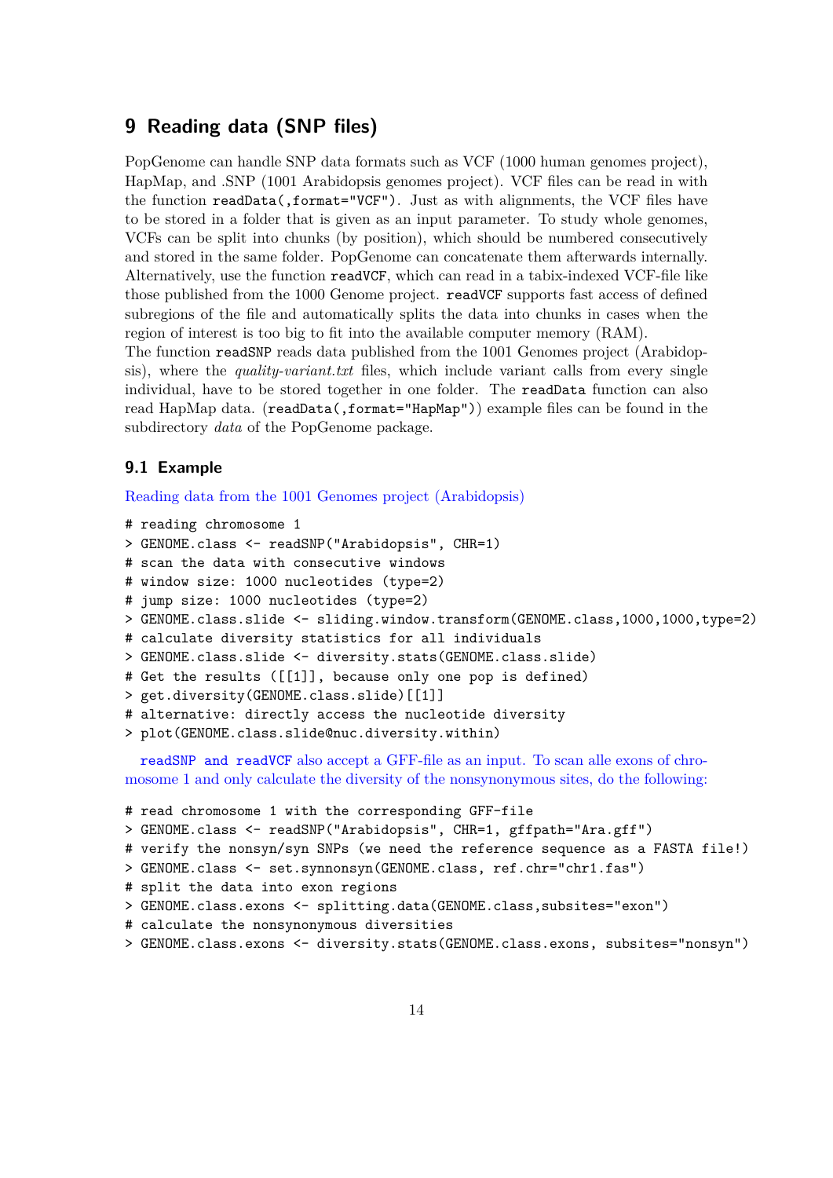# 9 Reading data (SNP files)

PopGenome can handle SNP data formats such as VCF (1000 human genomes project), HapMap, and .SNP (1001 Arabidopsis genomes project). VCF files can be read in with the function `readData(,format="VCF")`. Just as with alignments, the VCF files have to be stored in a folder that is given as an input parameter. To study whole genomes, VCFs can be split into chunks (by position), which should be numbered consecutively and stored in the same folder. PopGenome can concatenate them afterwards internally. Alternatively, use the function `readVCF`, which can read in a tabix-indexed VCF-file like those published from the 1000 Genome project. `readVCF` supports fast access of defined subregions of the file and automatically splits the data into chunks in cases when the region of interest is too big to fit into the available computer memory (RAM).
The function `readSNP` reads data published from the 1001 Genomes project (Arabidopsis), where the *quality-variant.txt* files, which include variant calls from every single individual, have to be stored together in one folder. The `readData` function can also read HapMap data. (`readData(,format="HapMap")`) example files can be found in the subdirectory *data* of the PopGenome package.

## 9.1 Example

Reading data from the 1001 Genomes project (Arabidopsis)

```
# reading chromosome 1
> GENOME.class <- readSNP("Arabidopsis", CHR=1)
# scan the data with consecutive windows
# window size: 1000 nucleotides (type=2)
# jump size: 1000 nucleotides (type=2)
> GENOME.class.slide <- sliding.window.transform(GENOME.class,1000,1000,type=2)
# calculate diversity statistics for all individuals
> GENOME.class.slide <- diversity.stats(GENOME.class.slide)
# Get the results ([[1]], because only one pop is defined)
> get.diversity(GENOME.class.slide)[[1]]
# alternative: directly access the nucleotide diversity
> plot(GENOME.class.slide@nuc.diversity.within)
```

`readSNP` and `readVCF` also accept a GFF-file as an input. To scan alle exons of chromosome 1 and only calculate the diversity of the nonsynonymous sites, do the following:

```
# read chromosome 1 with the corresponding GFF-file
> GENOME.class <- readSNP("Arabidopsis", CHR=1, gffpath="Ara.gff")
# verify the nonsyn/syn SNPs (we need the reference sequence as a FASTA file!)
> GENOME.class <- set.synnonsyn(GENOME.class, ref.chr="chr1.fas")
# split the data into exon regions
> GENOME.class.exons <- splitting.data(GENOME.class,subsites="exon")
# calculate the nonsynonymous diversities
> GENOME.class.exons <- diversity.stats(GENOME.class.exons, subsites="nonsyn")
```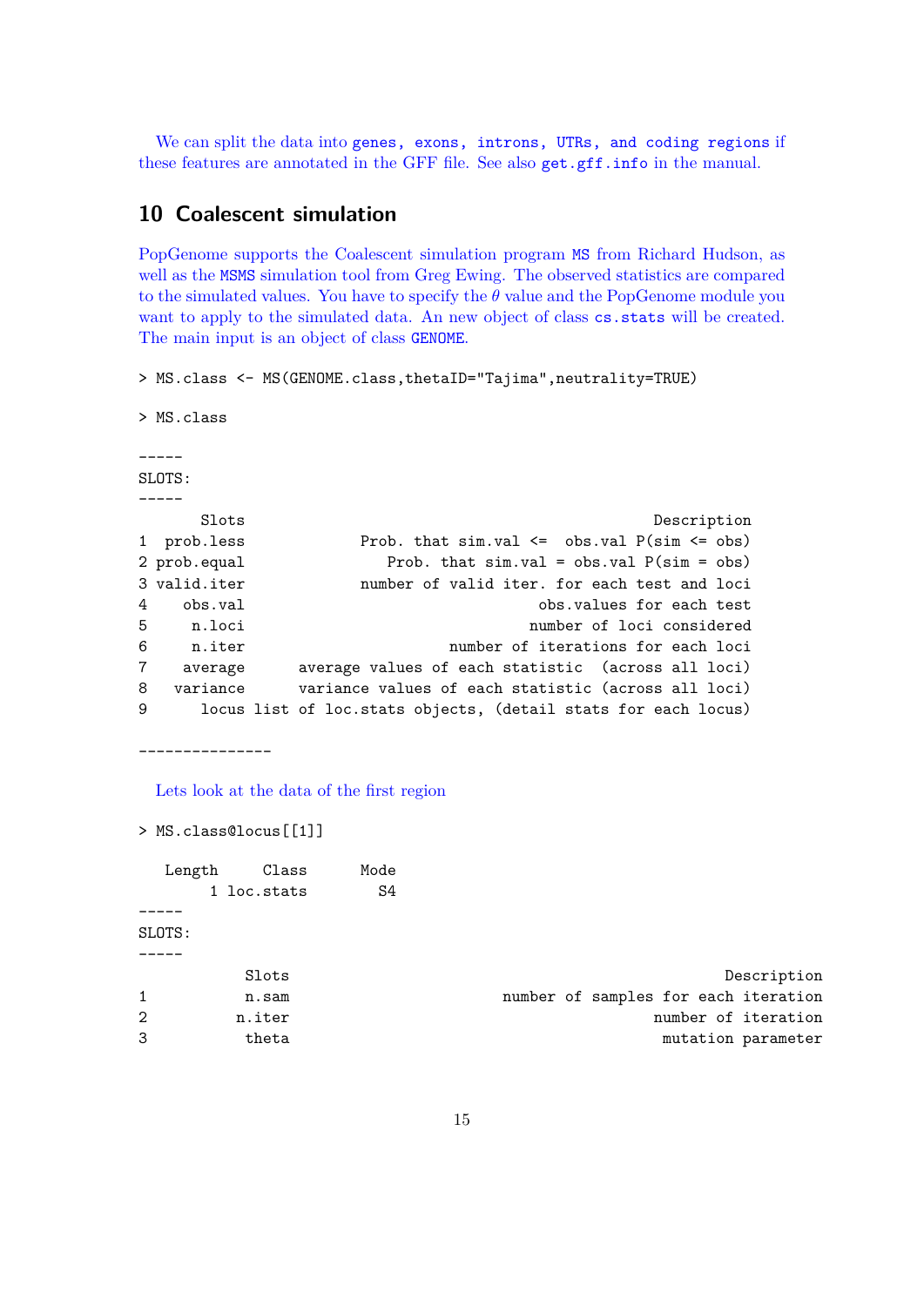We can split the data into `genes, exons, introns, UTRs, and coding regions` if these features are annotated in the GFF file. See also `get.gff.info` in the manual.

## 10 Coalescent simulation

PopGenome supports the Coalescent simulation program `MS` from Richard Hudson, as well as the `MSMS` simulation tool from Greg Ewing. The observed statistics are compared to the simulated values. You have to specify the $\theta$ value and the PopGenome module you want to apply to the simulated data. An new object of class `cs.stats` will be created. The main input is an object of class `GENOME`.

```
> MS.class <- MS(GENOME.class,thetaID="Tajima",neutrality=TRUE)

> MS.class

-----
SLOTS:
-----
      Slots                                                Description
1  prob.less            Prob. that sim.val <=  obs.val P(sim <= obs)
2 prob.equal               Prob. that sim.val = obs.val P(sim = obs)
3 valid.iter            number of valid iter. for each test and loci
4    obs.val                                   obs.values for each test
5     n.loci                                  number of loci considered
6     n.iter                         number of iterations for each loci
7    average      average values of each statistic  (across all loci)
8   variance      variance values of each statistic (across all loci)
9      locus list of loc.stats objects, (detail stats for each locus)

---------------
```

Lets look at the data of the first region

```
> MS.class@locus[[1]]

   Length     Class      Mode
        1 loc.stats        S4
-----
SLOTS:
-----
           Slots                                            Description
1          n.sam                       number of samples for each iteration
2         n.iter                                        number of iteration
3          theta                                         mutation parameter
```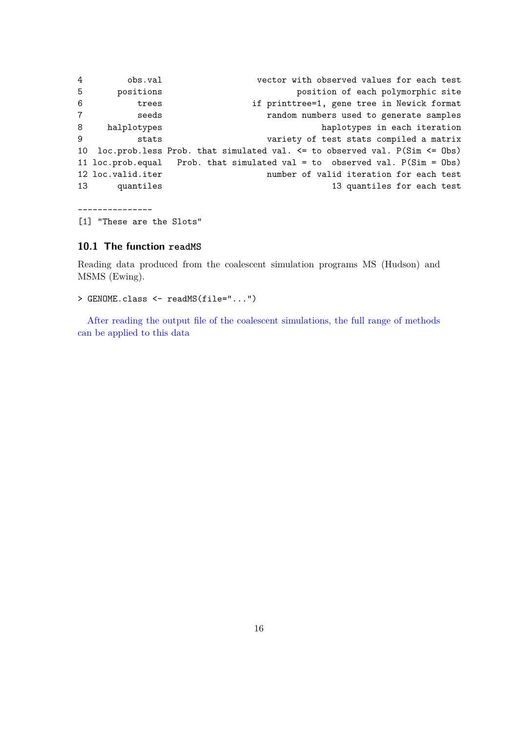```
4        obs.val                    vector with observed values for each test
5      positions                           position of each polymorphic site
6          trees                   if printtree=1, gene tree in Newick format
7          seeds                      random numbers used to generate samples
8     halplotypes                                haplotypes in each iteration
9          stats                      variety of test stats compiled a matrix
10  loc.prob.less Prob. that simulated val. <= to observed val. P(Sim <= Obs)
11 loc.prob.equal   Prob. that simulated val = to  observed val. P(Sim = Obs)
12 loc.valid.iter                     number of valid iteration for each test
13      quantiles                                  13 quantiles for each test

---------------
[1] "These are the Slots"
```

### 10.1 The function `readMS`

Reading data produced from the coalescent simulation programs MS (Hudson) and MSMS (Ewing).

```
> GENOME.class <- readMS(file="...")
```

After reading the output file of the coalescent simulations, the full range of methods can be applied to this data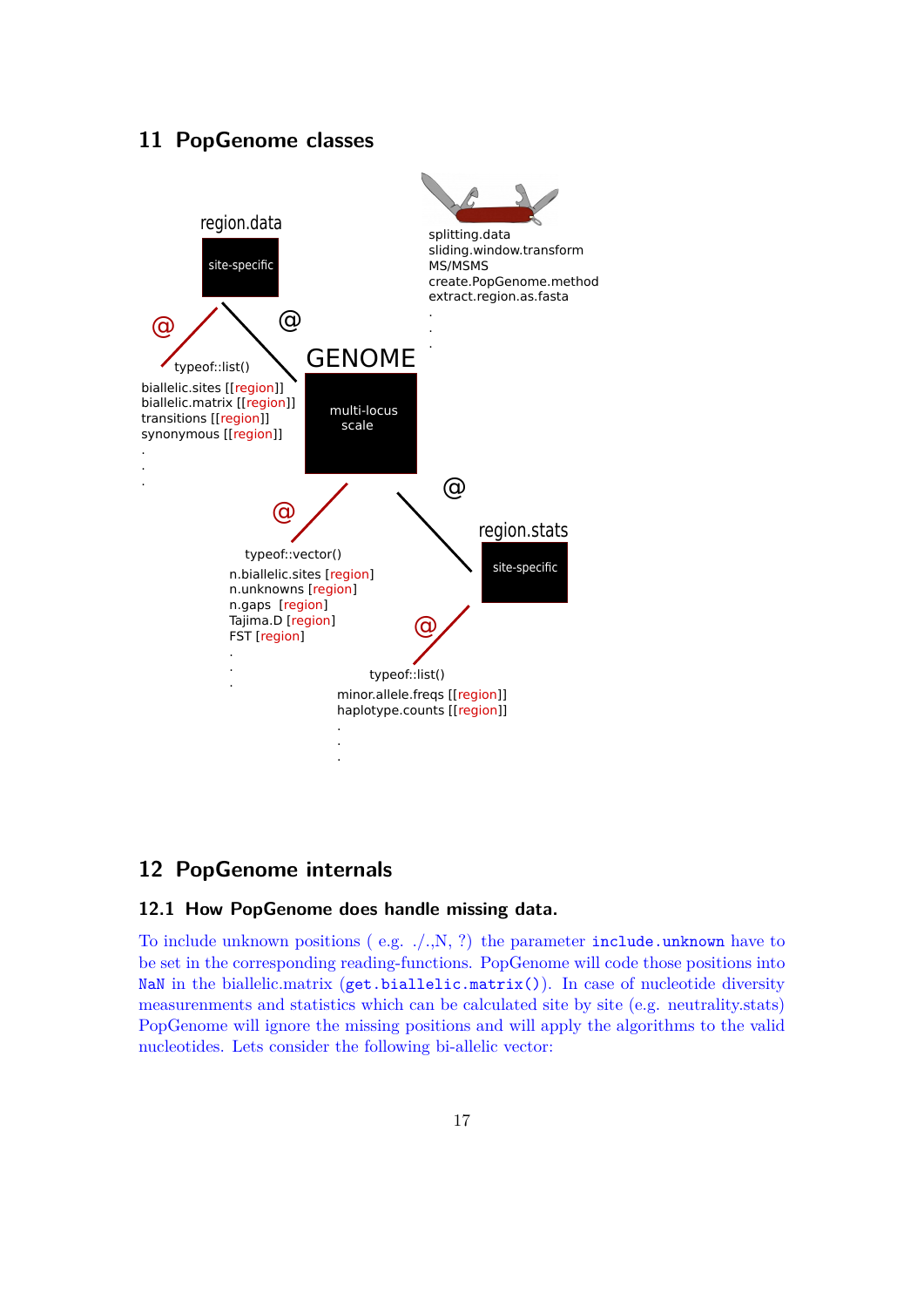## 11 PopGenome classes

region.data

site-specific

@

@

typeof::list()

biallelic.sites [[region]]
biallelic.matrix [[region]]
transitions [[region]]
synonymous [[region]]
.
.
.

splitting.data
sliding.window.transform
MS/MSMS
create.PopGenome.method
extract.region.as.fasta
.
.
.

GENOME

multi-locus scale

@

@

typeof::vector()

n.biallelic.sites [region]
n.unknowns [region]
n.gaps [region]
Tajima.D [region]
FST [region]
.
.
.

region.stats

site-specific

@

typeof::list()

minor.allele.freqs [[region]]
haplotype.counts [[region]]
.
.
.

## 12 PopGenome internals

### 12.1 How PopGenome does handle missing data.

To include unknown positions ( e.g. ./.,N, ?) the parameter `include.unknown` have to be set in the corresponding reading-functions. PopGenome will code those positions into `NaN` in the biallelic.matrix (`get.biallelic.matrix()`). In case of nucleotide diversity measurements and statistics which can be calculated site by site (e.g. neutrality.stats) PopGenome will ignore the missing positions and will apply the algorithms to the valid nucleotides. Lets consider the following bi-allelic vector: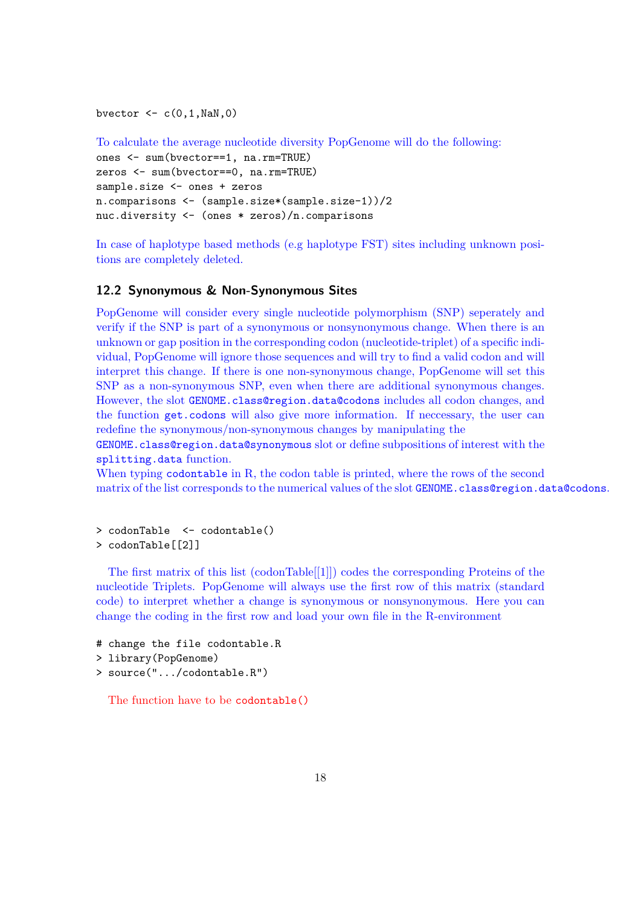```
bvector <- c(0,1,NaN,0)
```

To calculate the average nucleotide diversity PopGenome will do the following:

```
ones <- sum(bvector==1, na.rm=TRUE)
zeros <- sum(bvector==0, na.rm=TRUE)
sample.size <- ones + zeros
n.comparisons <- (sample.size*(sample.size-1))/2
nuc.diversity <- (ones * zeros)/n.comparisons
```

In case of haplotype based methods (e.g haplotype FST) sites including unknown positions are completely deleted.

### 12.2 Synonymous & Non-Synonymous Sites

PopGenome will consider every single nucleotide polymorphism (SNP) seperately and verify if the SNP is part of a synonymous or nonsynonymous change. When there is an unknown or gap position in the corresponding codon (nucleotide-triplet) of a specific individual, PopGenome will ignore those sequences and will try to find a valid codon and will interpret this change. If there is one non-synonymous change, PopGenome will set this SNP as a non-synonymous SNP, even when there are additional synonymous changes. However, the slot `GENOME.class@region.data@codons` includes all codon changes, and the function `get.codons` will also give more information. If neccessary, the user can redefine the synonymous/non-synonymous changes by manipulating the `GENOME.class@region.data@synonymous` slot or define subpositions of interest with the `splitting.data` function.
When typing `codontable` in R, the codon table is printed, where the rows of the second matrix of the list corresponds to the numerical values of the slot `GENOME.class@region.data@codons`.

```
> codonTable  <- codontable()
> codonTable[[2]]
```

The first matrix of this list (codonTable[[1]]) codes the corresponding Proteins of the nucleotide Triplets. PopGenome will always use the first row of this matrix (standard code) to interpret whether a change is synonymous or nonsynonymous. Here you can change the coding in the first row and load your own file in the R-environment

```
# change the file codontable.R
> library(PopGenome)
> source(".../codontable.R")
```

The function have to be `codontable()`